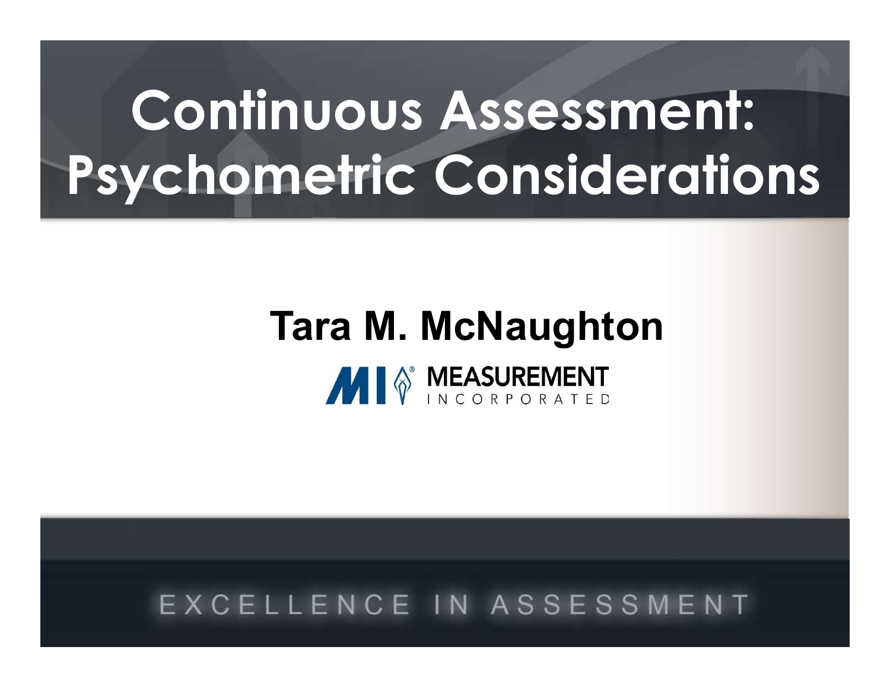# Continuous Assessment: Psychometric Considerations

**Tara M. McNaughton**

MEASUREMENT INCORPORATED

EXCELLENCE IN ASSESSMENT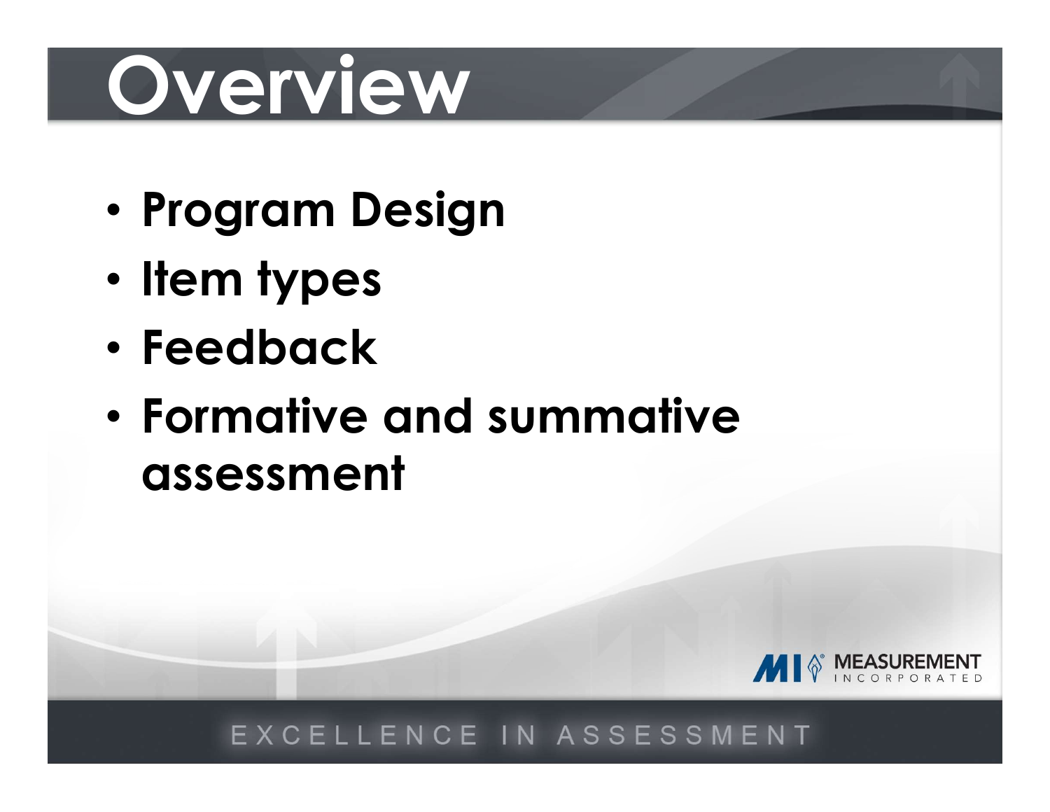# Overview

- **Program Design**
- **Item types**
- **Feedback**
- **Formative and summative assessment**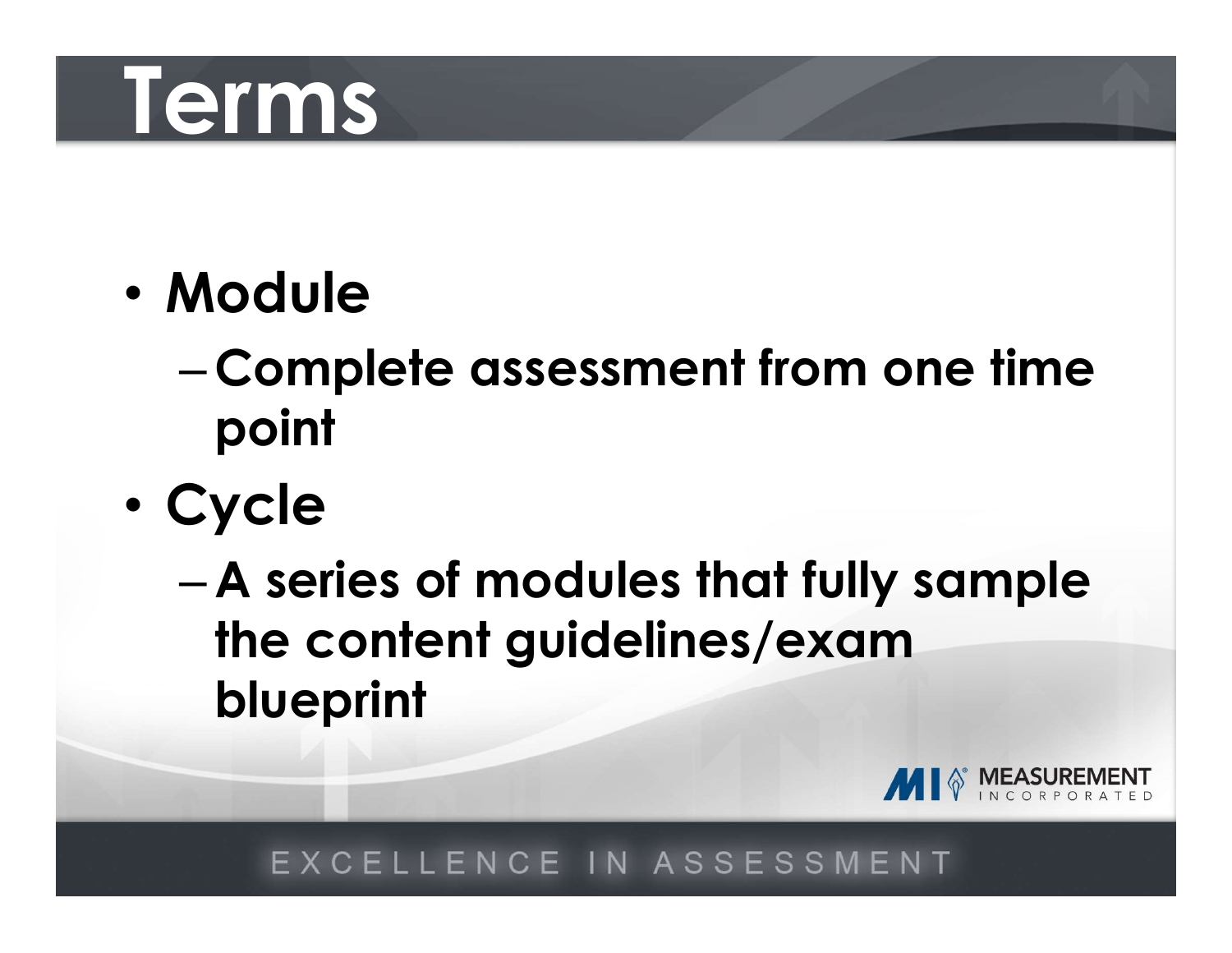# Terms

- **Module**
  - **Complete assessment from one time point**
- **Cycle**
  - **A series of modules that fully sample the content guidelines/exam blueprint**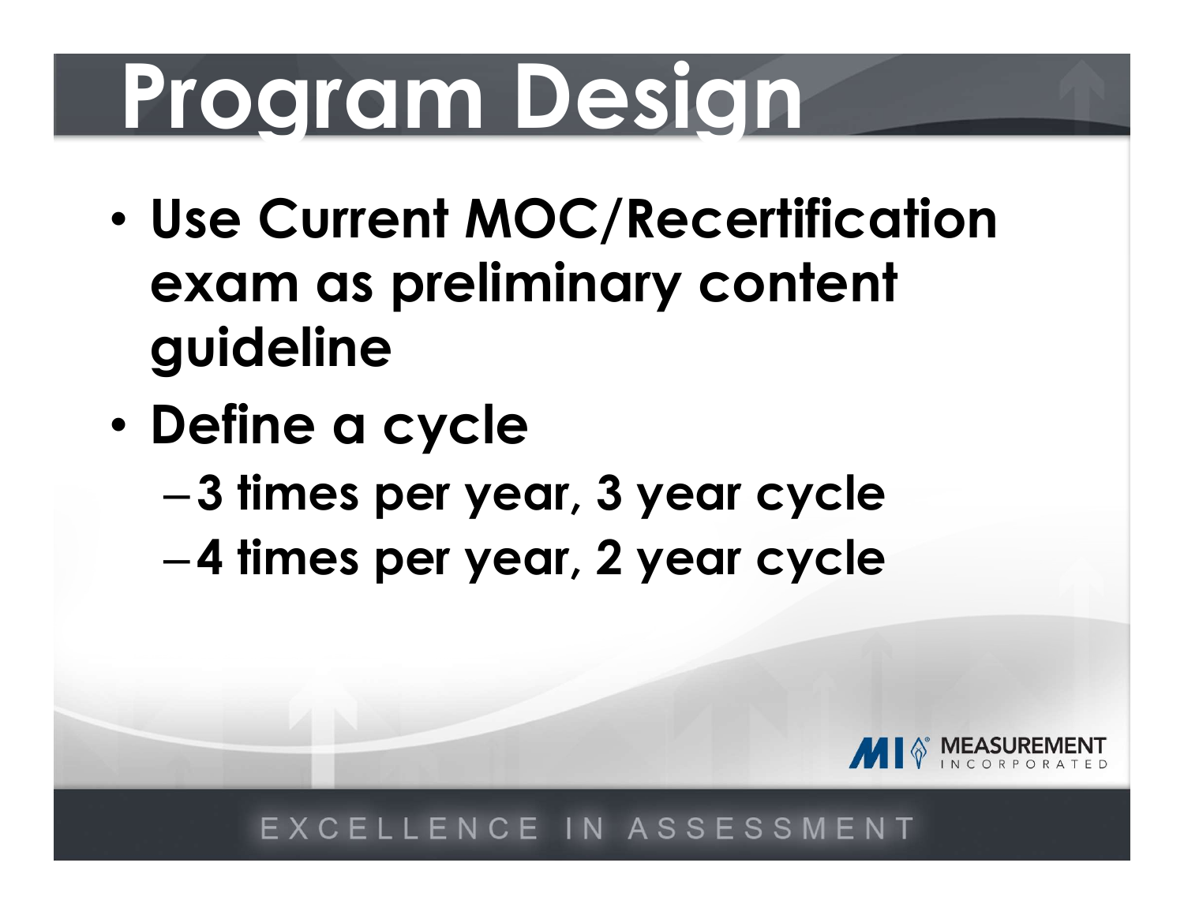# Program Design

- Use Current MOC/Recertification exam as preliminary content guideline
- Define a cycle
  - 3 times per year, 3 year cycle
  - 4 times per year, 2 year cycle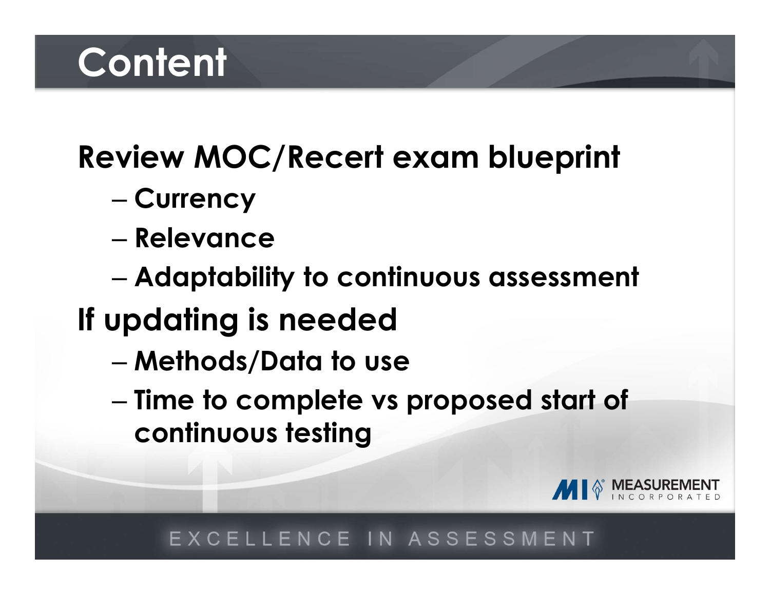# Content

**Review MOC/Recert exam blueprint**

- Currency
- Relevance
- Adaptability to continuous assessment

**If updating is needed**

- Methods/Data to use
- Time to complete vs proposed start of continuous testing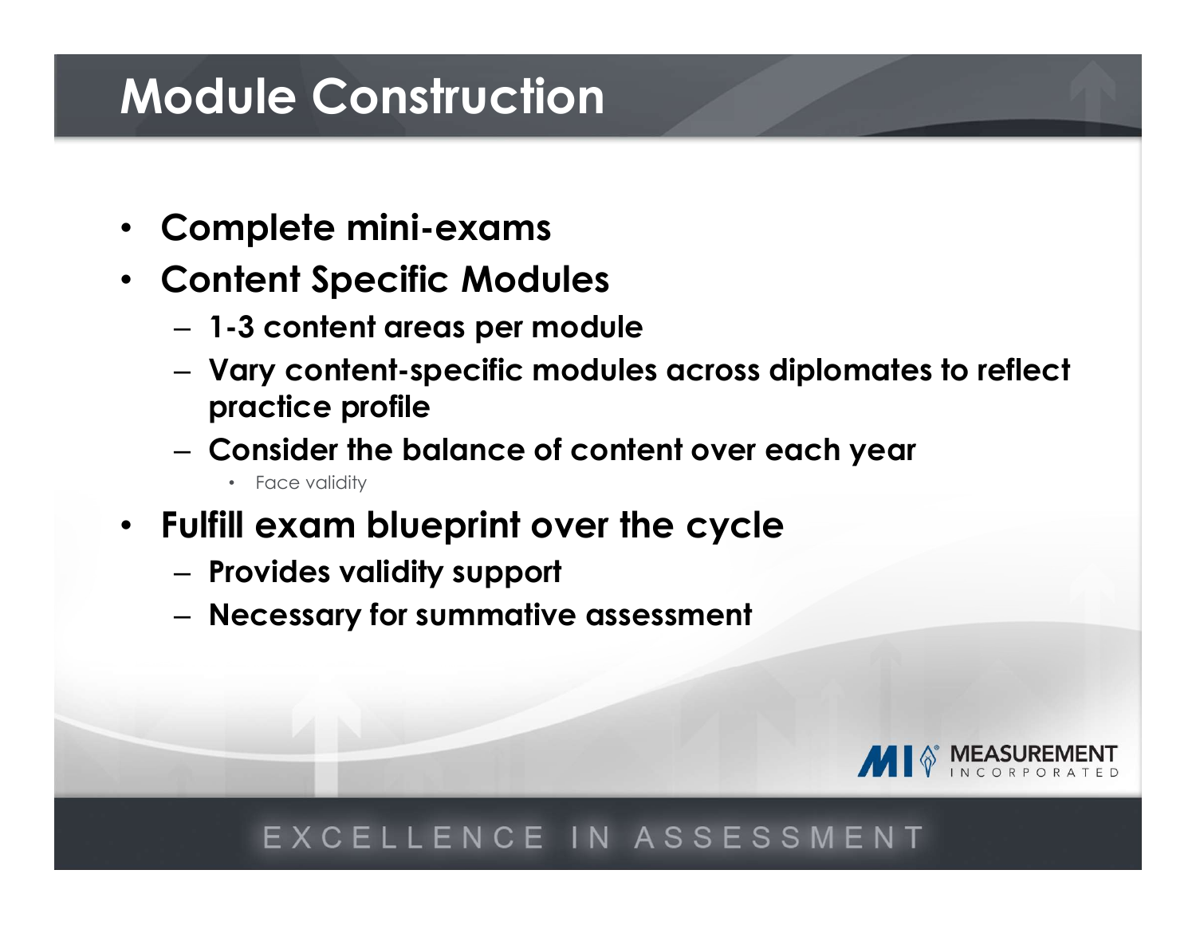# Module Construction

- Complete mini-exams
- Content Specific Modules
  - 1-3 content areas per module
  - Vary content-specific modules across diplomates to reflect practice profile
  - Consider the balance of content over each year
    - Face validity
- Fulfill exam blueprint over the cycle
  - Provides validity support
  - Necessary for summative assessment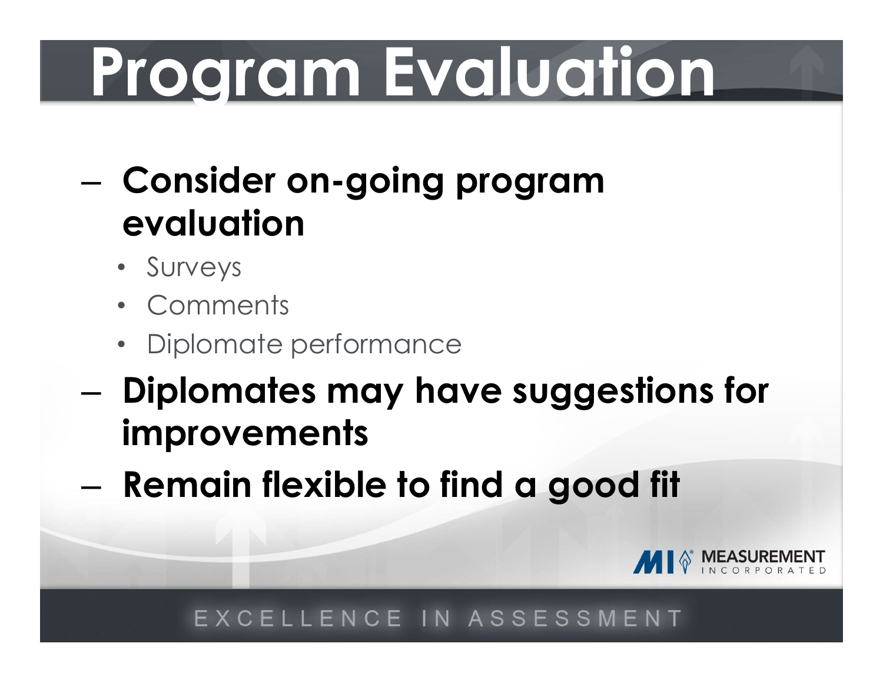# Program Evaluation

- Consider on-going program evaluation
  - Surveys
  - Comments
  - Diplomate performance
- Diplomates may have suggestions for improvements
- Remain flexible to find a good fit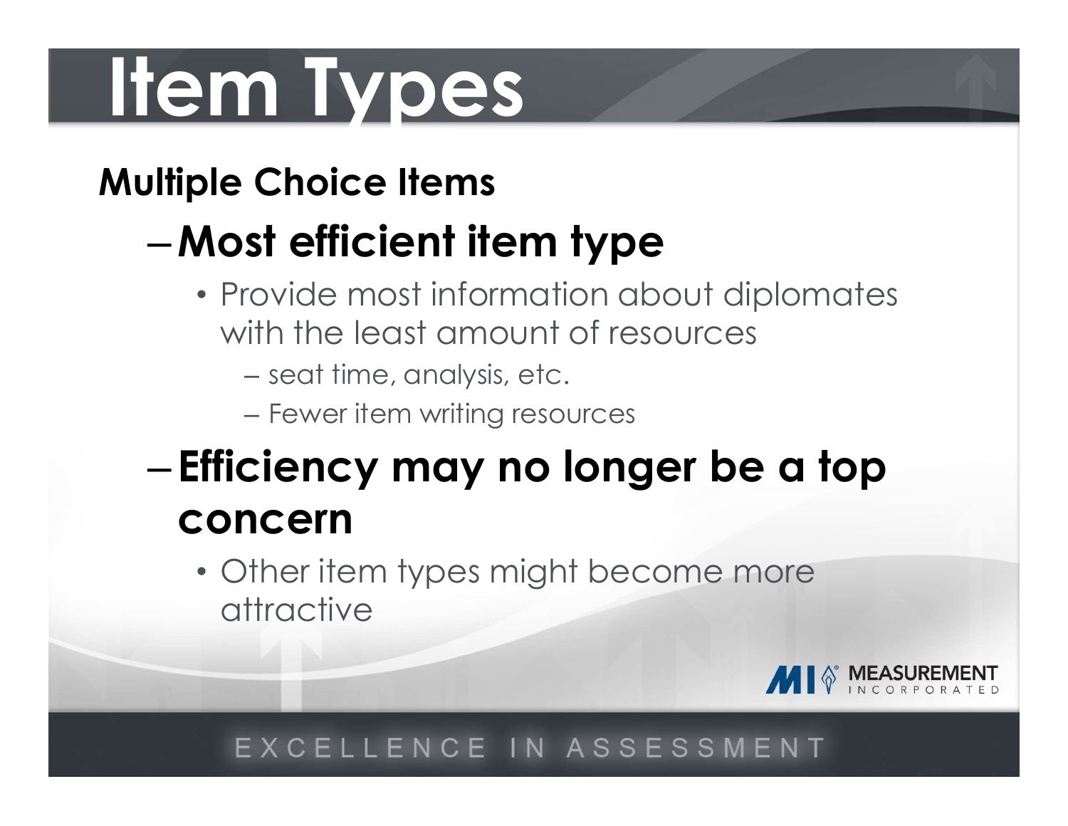# Item Types

**Multiple Choice Items**

- **Most efficient item type**
  - Provide most information about diplomates with the least amount of resources
    - seat time, analysis, etc.
    - Fewer item writing resources
- **Efficiency may no longer be a top concern**
  - Other item types might become more attractive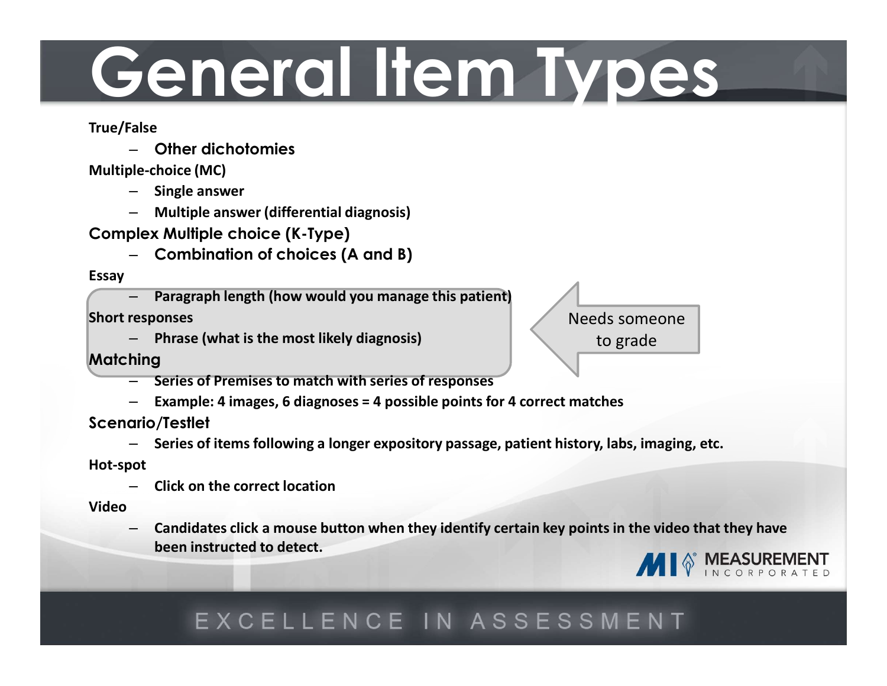# General Item Types

**True/False**

- **Other dichotomies**

**Multiple-choice (MC)**

- **Single answer**
- **Multiple answer (differential diagnosis)**

**Complex Multiple choice (K-Type)**

- **Combination of choices (A and B)**

**Essay**

- **Paragraph length (how would you manage this patient)**

**Short responses**

- **Phrase (what is the most likely diagnosis)**

Needs someone to grade

**Matching**

- **Series of Premises to match with series of responses**
- **Example: 4 images, 6 diagnoses = 4 possible points for 4 correct matches**

**Scenario/Testlet**

- **Series of items following a longer expository passage, patient history, labs, imaging, etc.**

**Hot-spot**

- **Click on the correct location**

**Video**

- **Candidates click a mouse button when they identify certain key points in the video that they have been instructed to detect.**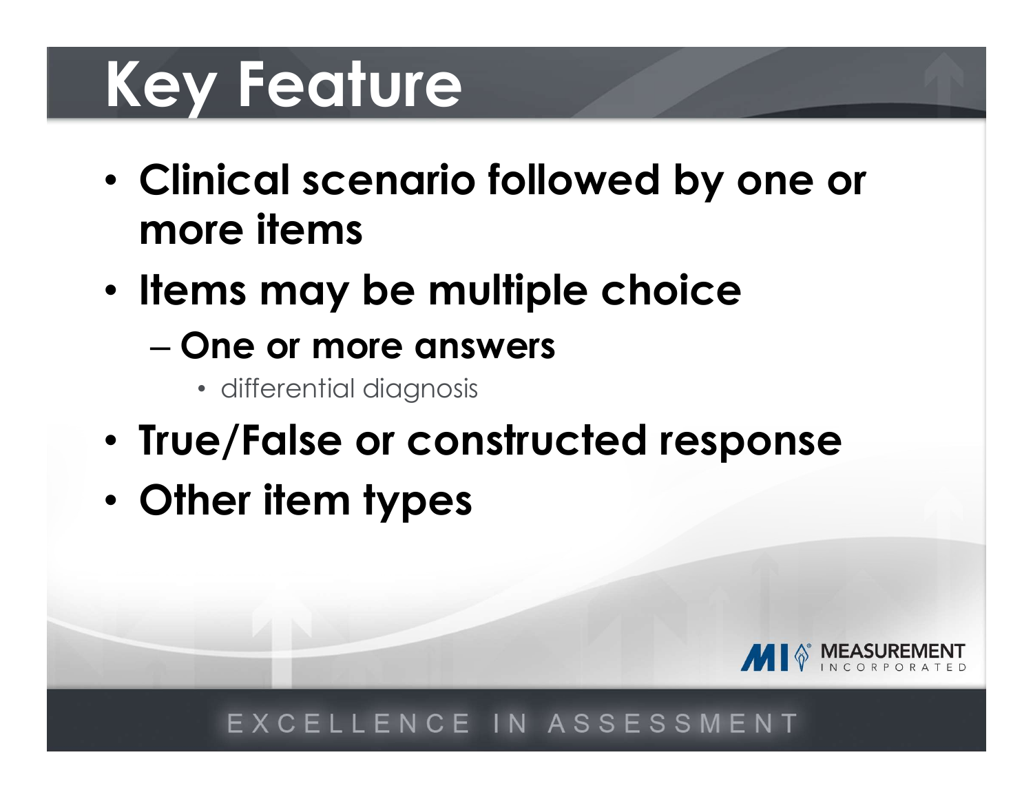# Key Feature

- Clinical scenario followed by one or more items
- Items may be multiple choice
  - One or more answers
    - differential diagnosis
- True/False or constructed response
- Other item types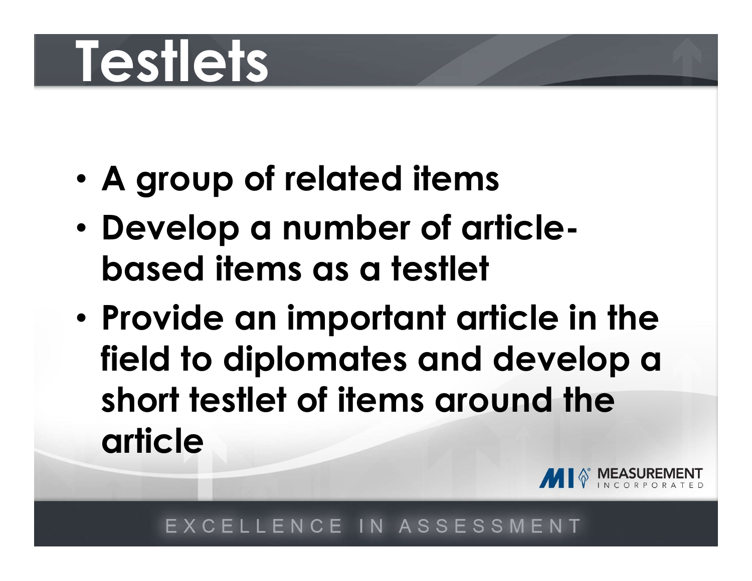# Testlets

- A group of related items
- Develop a number of article-based items as a testlet
- Provide an important article in the field to diplomates and develop a short testlet of items around the article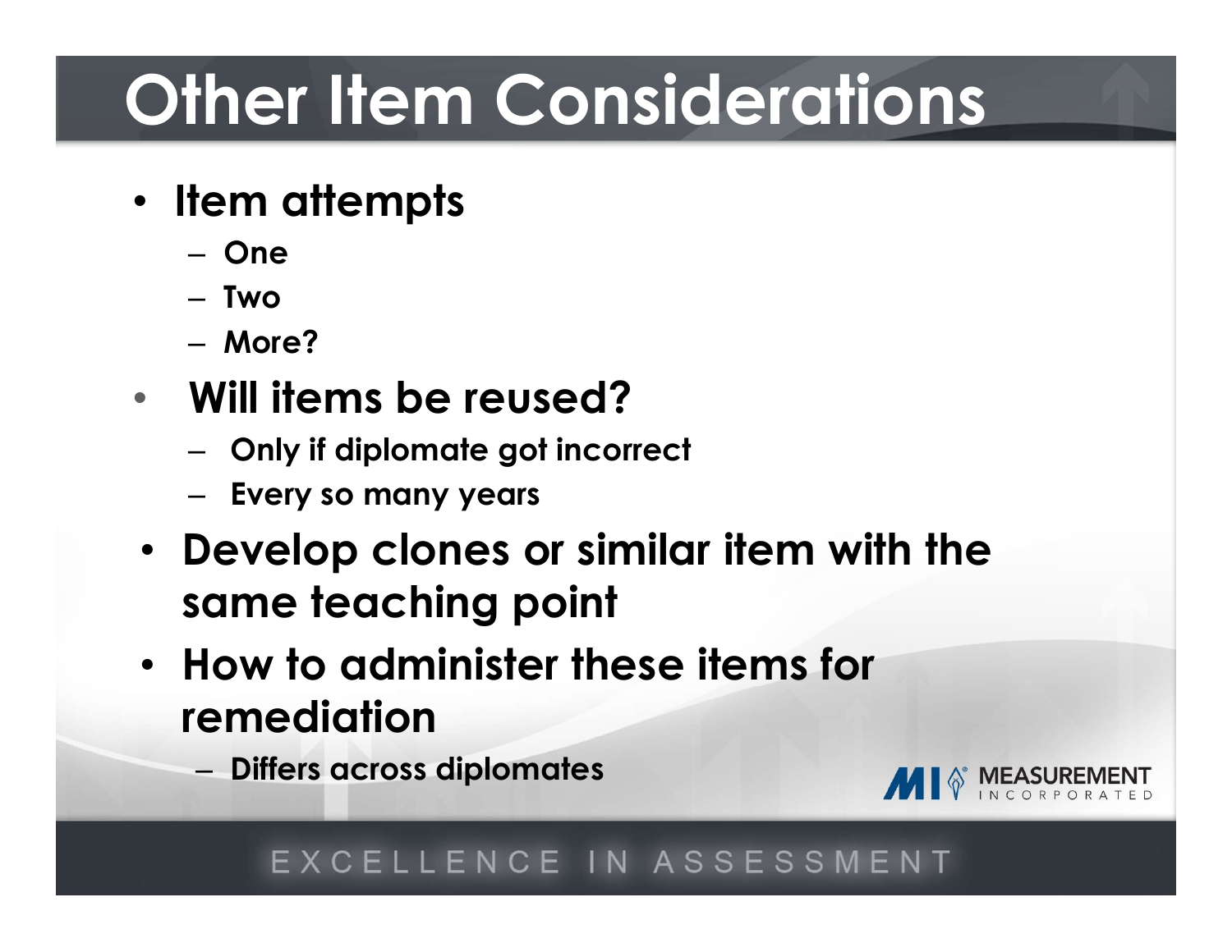# Other Item Considerations

- **Item attempts**
  - **One**
  - **Two**
  - **More?**
- **Will items be reused?**
  - **Only if diplomate got incorrect**
  - **Every so many years**
- **Develop clones or similar item with the same teaching point**
- **How to administer these items for remediation**
  - **Differs across diplomates**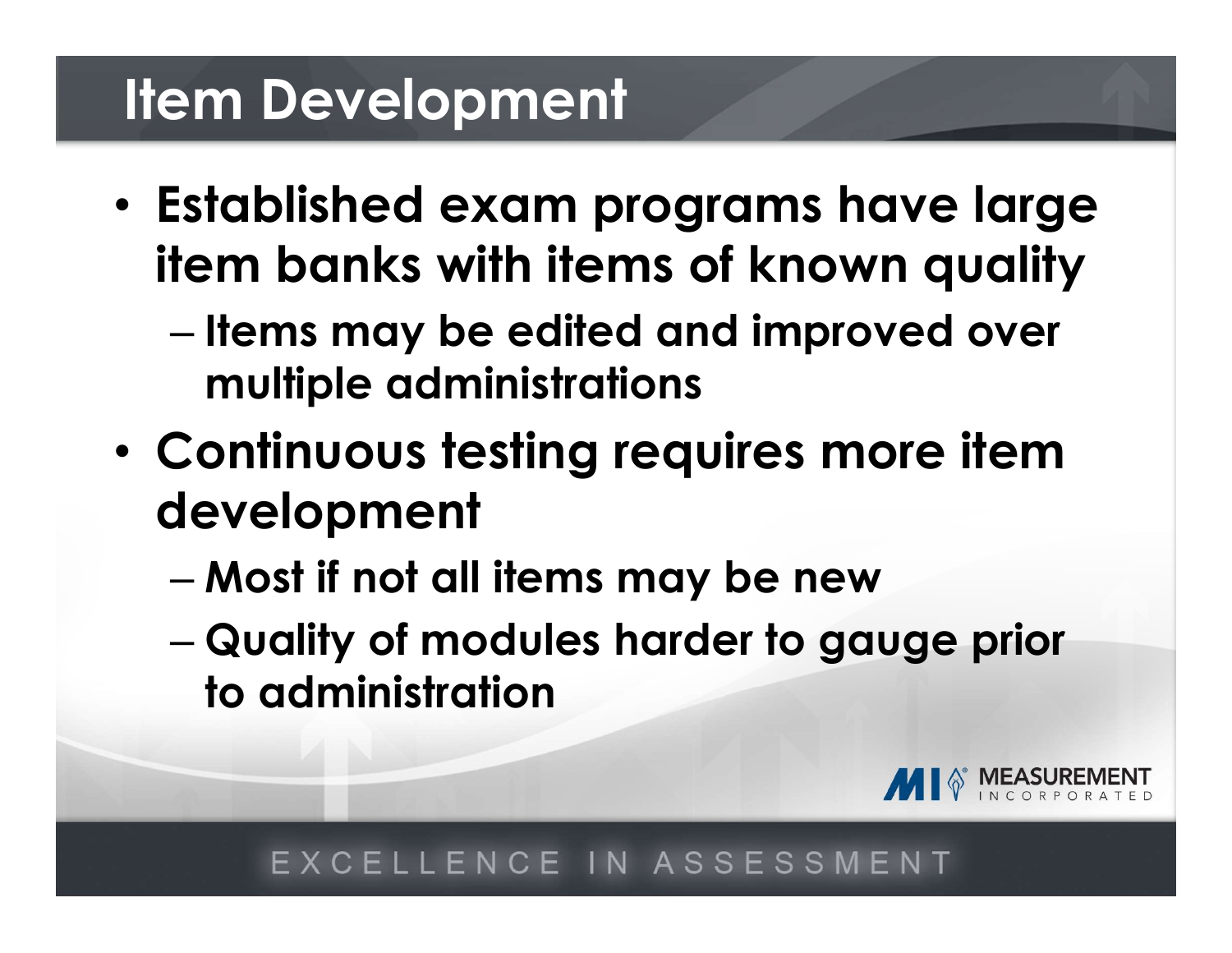# Item Development

- Established exam programs have large item banks with items of known quality
  - Items may be edited and improved over multiple administrations
- Continuous testing requires more item development
  - Most if not all items may be new
  - Quality of modules harder to gauge prior to administration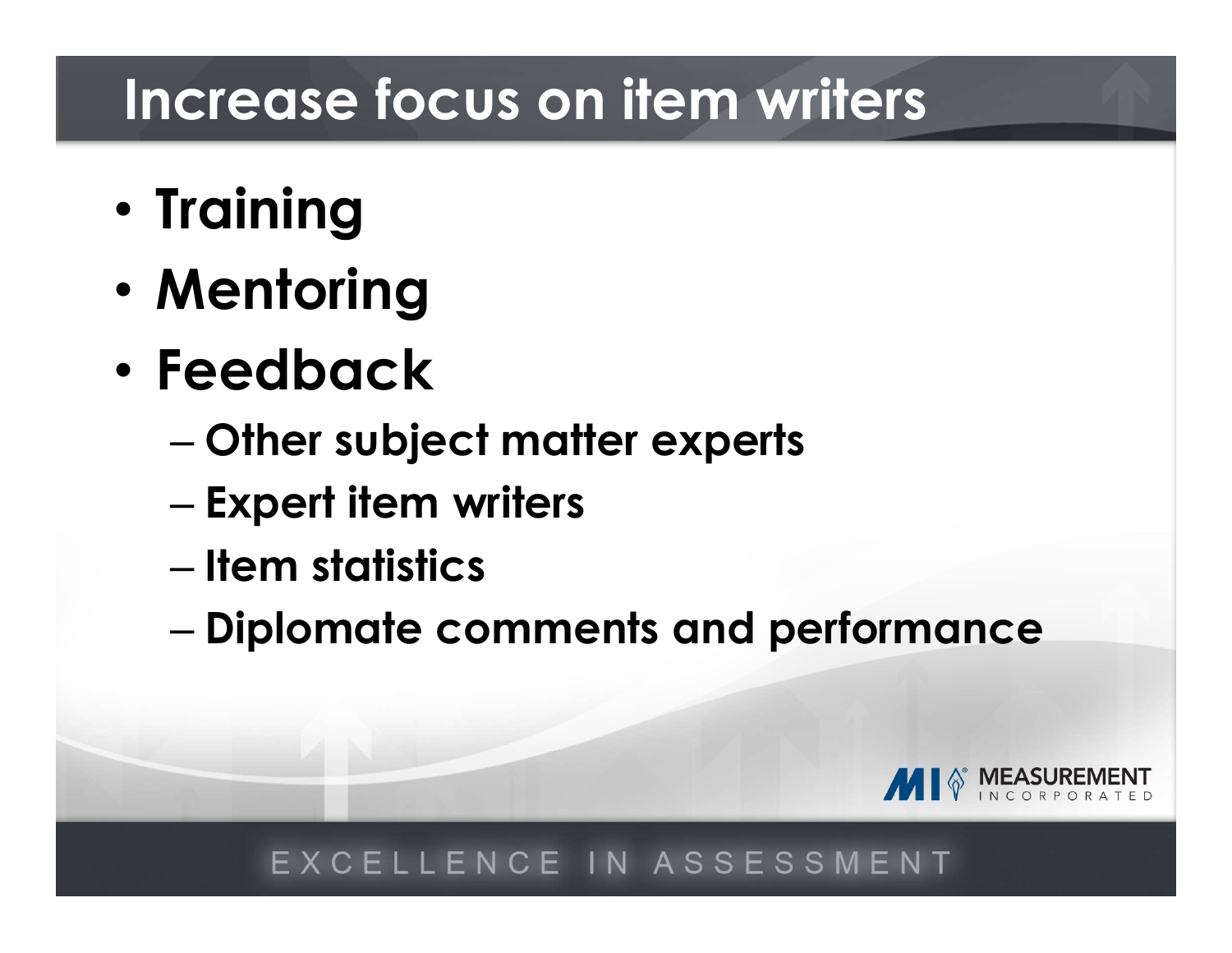# Increase focus on item writers

- Training
- Mentoring
- Feedback
  - Other subject matter experts
  - Expert item writers
  - Item statistics
  - Diplomate comments and performance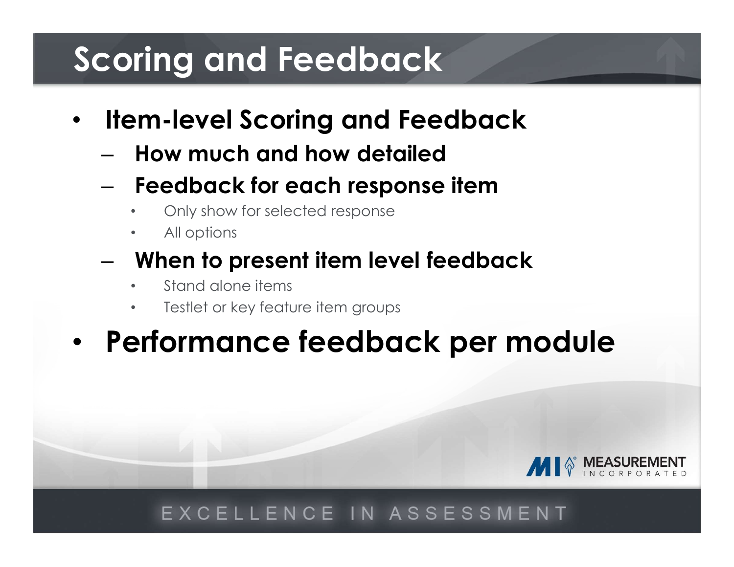# Scoring and Feedback

- **Item-level Scoring and Feedback**
  - **How much and how detailed**
  - **Feedback for each response item**
    - Only show for selected response
    - All options
  - **When to present item level feedback**
    - Stand alone items
    - Testlet or key feature item groups
- **Performance feedback per module**

MI MEASUREMENT INCORPORATED

EXCELLENCE IN ASSESSMENT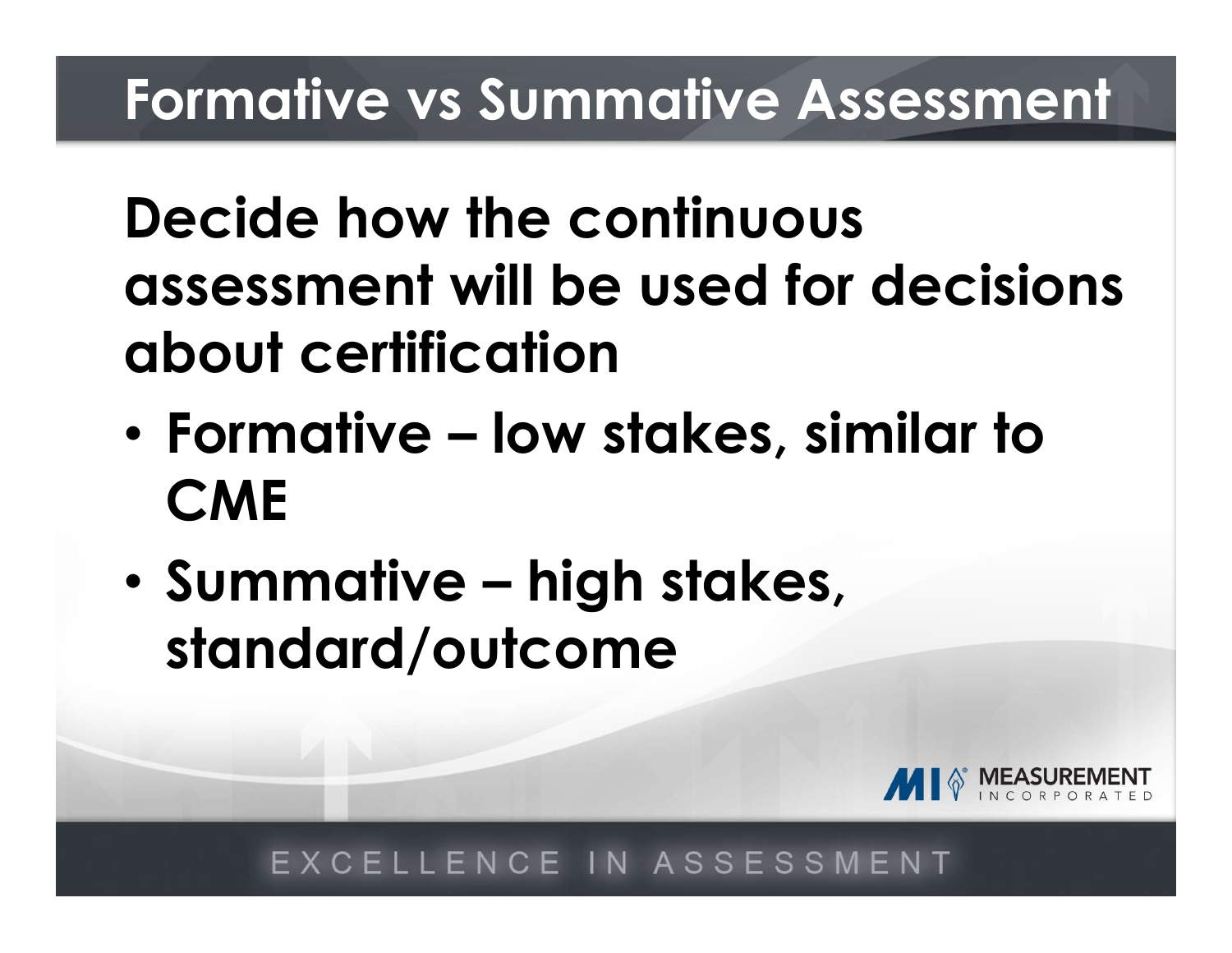# Formative vs Summative Assessment

**Decide how the continuous assessment will be used for decisions about certification**

- **Formative – low stakes, similar to CME**
- **Summative – high stakes, standard/outcome**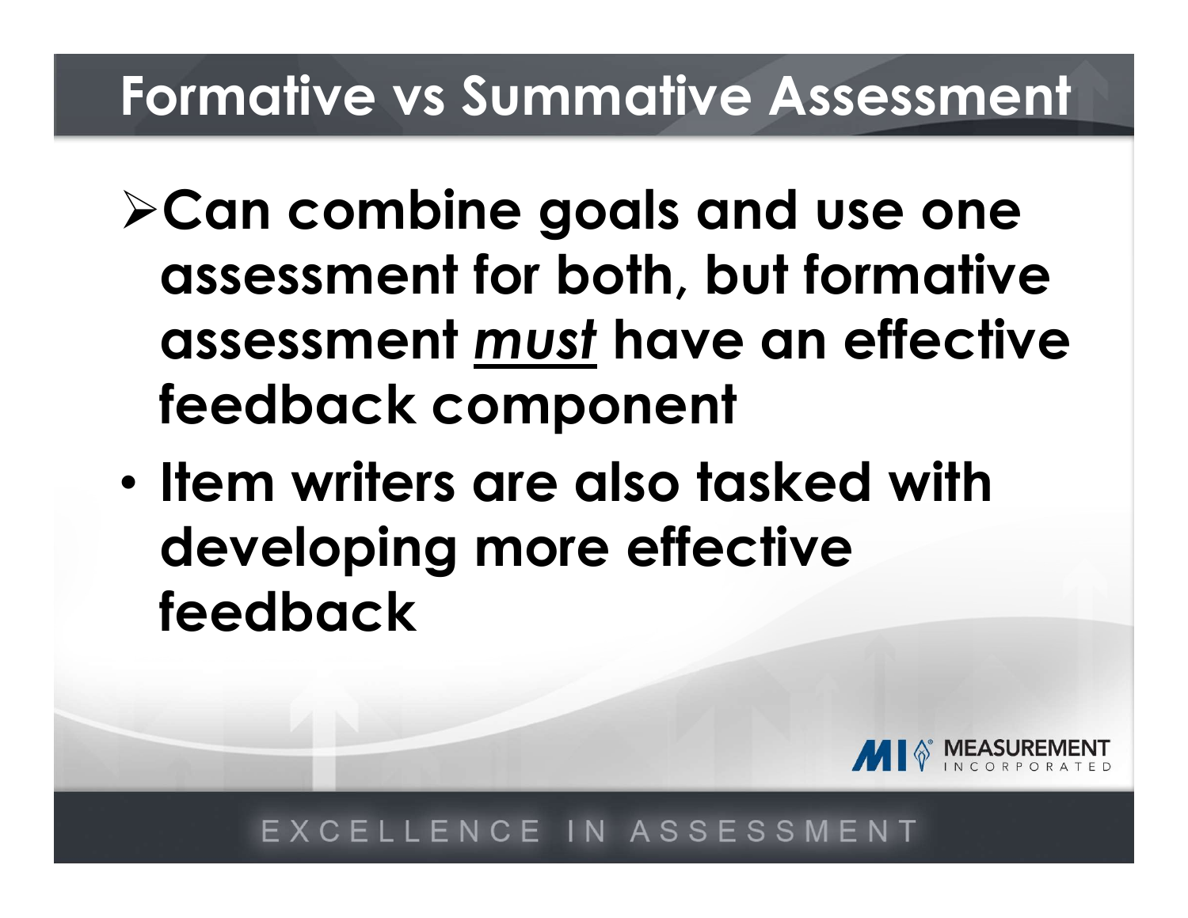# Formative vs Summative Assessment

- Can combine goals and use one assessment for both, but formative assessment ***must*** have an effective feedback component
- Item writers are also tasked with developing more effective feedback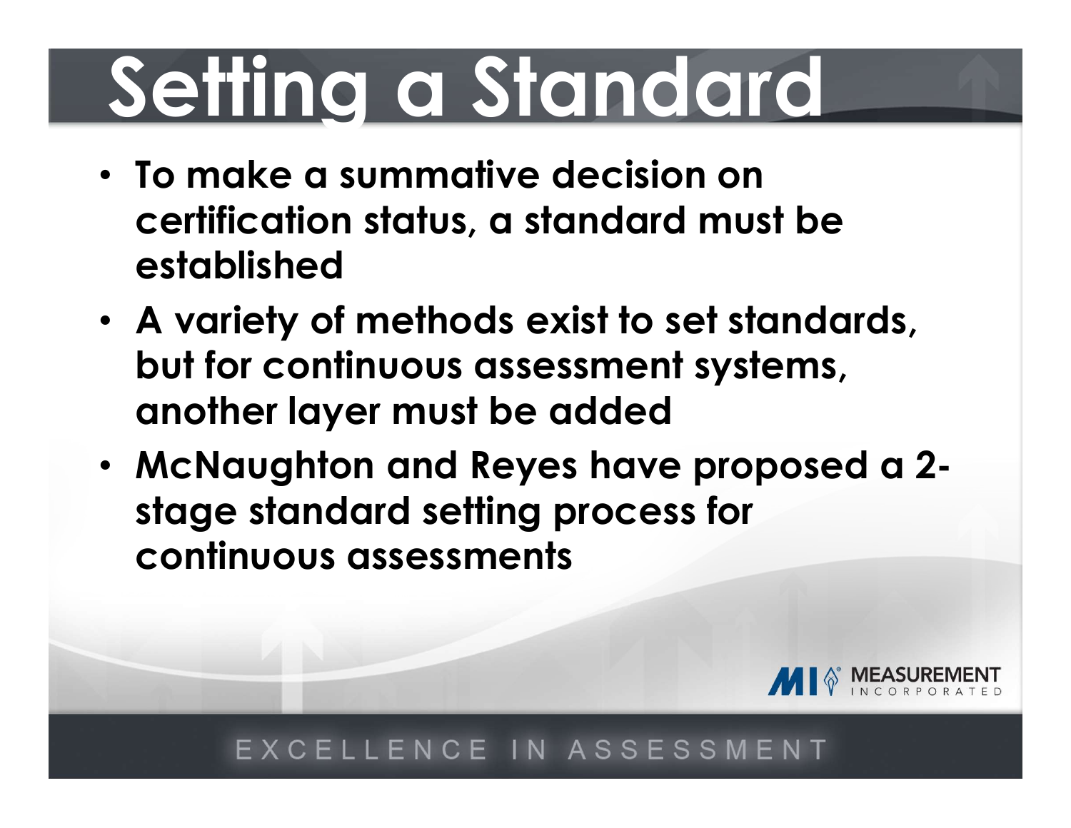# Setting a Standard

- To make a summative decision on certification status, a standard must be established
- A variety of methods exist to set standards, but for continuous assessment systems, another layer must be added
- McNaughton and Reyes have proposed a 2-stage standard setting process for continuous assessments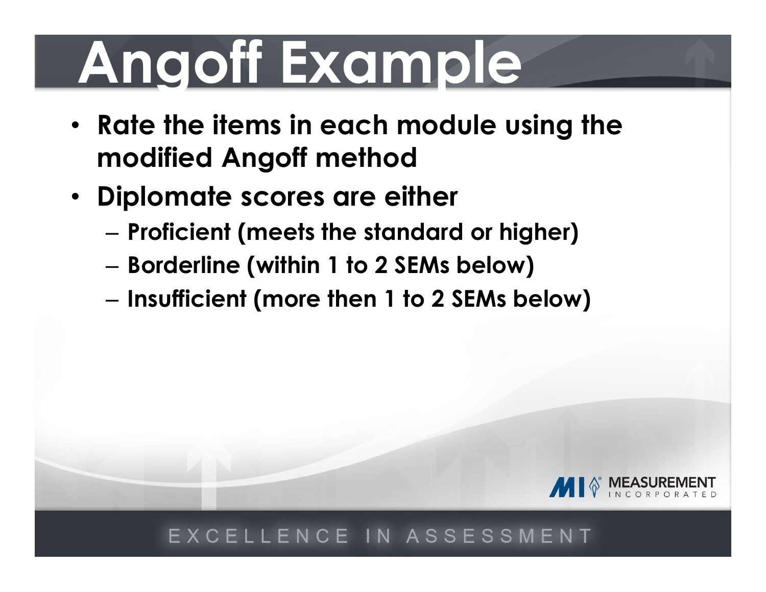# Angoff Example

- **Rate the items in each module using the modified Angoff method**
- **Diplomate scores are either**
  - **Proficient (meets the standard or higher)**
  - **Borderline (within 1 to 2 SEMs below)**
  - **Insufficient (more then 1 to 2 SEMs below)**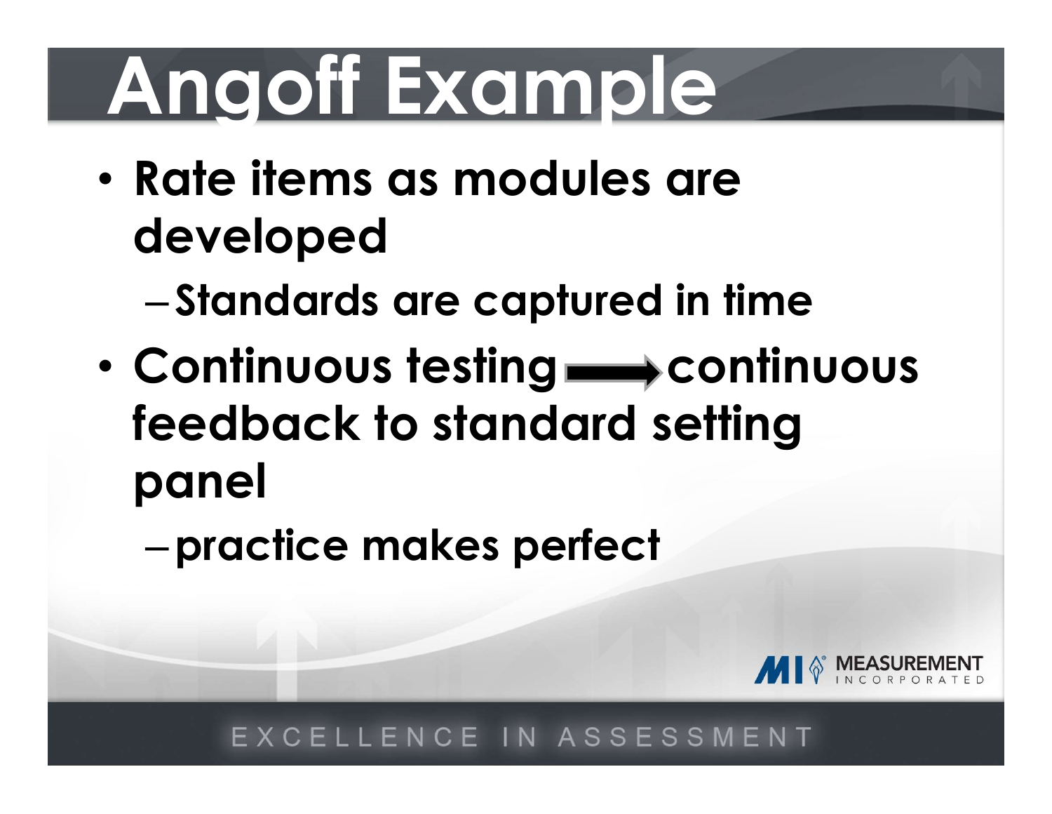# Angoff Example

- Rate items as modules are developed
  - Standards are captured in time
- Continuous testing → continuous feedback to standard setting panel
  - practice makes perfect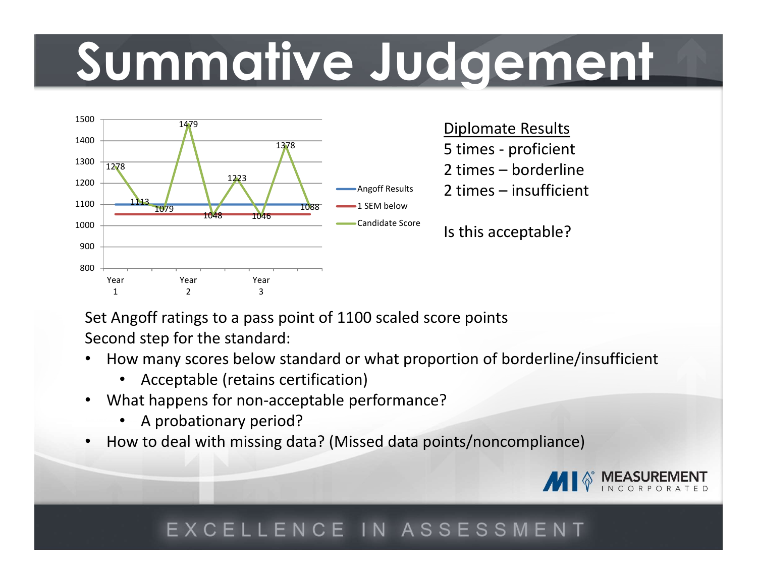# Summative Judgement

1500
1400
1300
1200
1100
1000
900
800

1278 1113 1079 1479 1048 1223 1046 1378 1088

Year 1 Year 2 Year 3

Angoff Results
1 SEM below
Candidate Score

<u>Diplomate Results</u>
5 times - proficient
2 times – borderline
2 times – insufficient

Is this acceptable?

Set Angoff ratings to a pass point of 1100 scaled score points
Second step for the standard:

- How many scores below standard or what proportion of borderline/insufficient
  - Acceptable (retains certification)
- What happens for non-acceptable performance?
  - A probationary period?
- How to deal with missing data? (Missed data points/noncompliance)

MI MEASUREMENT INCORPORATED

EXCELLENCE IN ASSESSMENT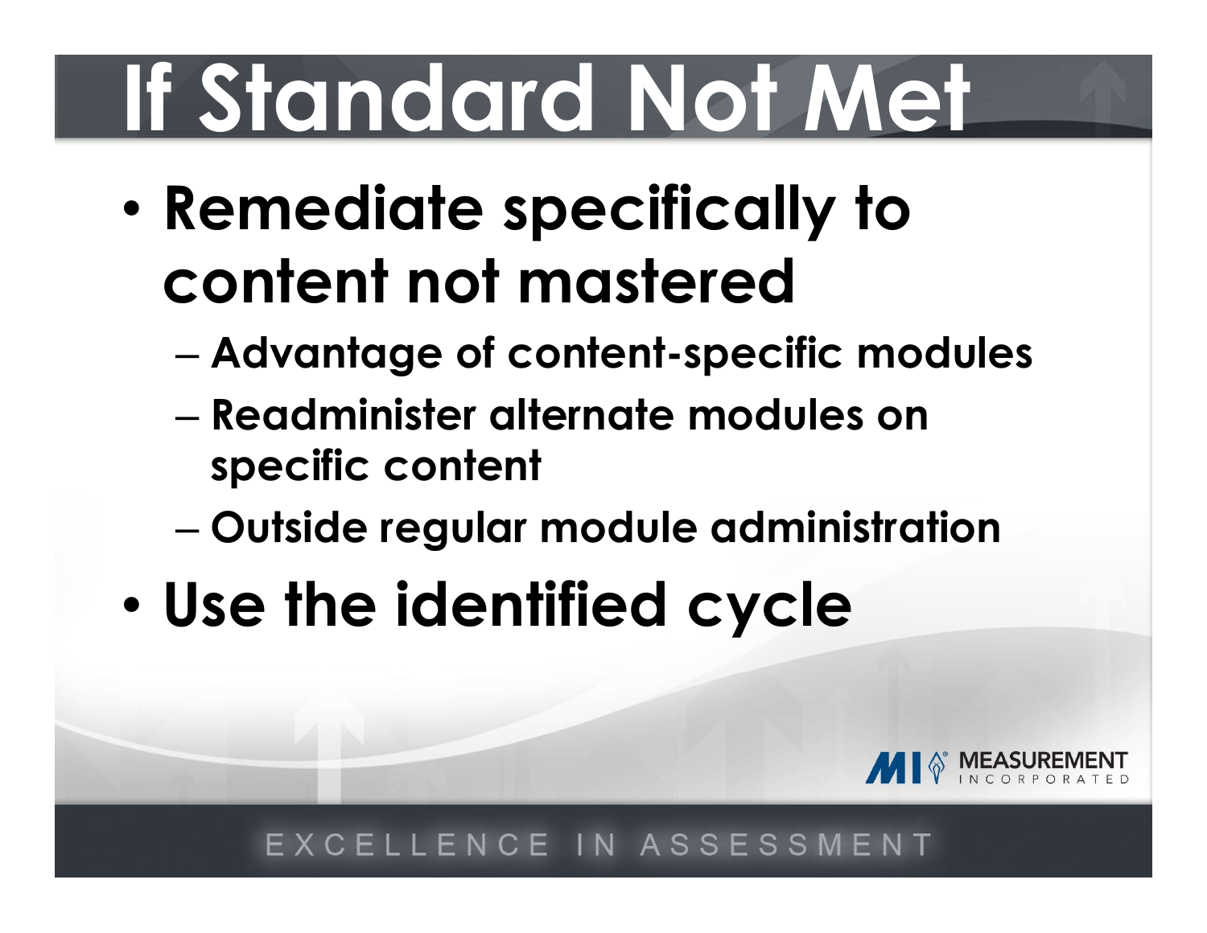# If Standard Not Met

- Remediate specifically to content not mastered
  - Advantage of content-specific modules
  - Readminister alternate modules on specific content
  - Outside regular module administration
- Use the identified cycle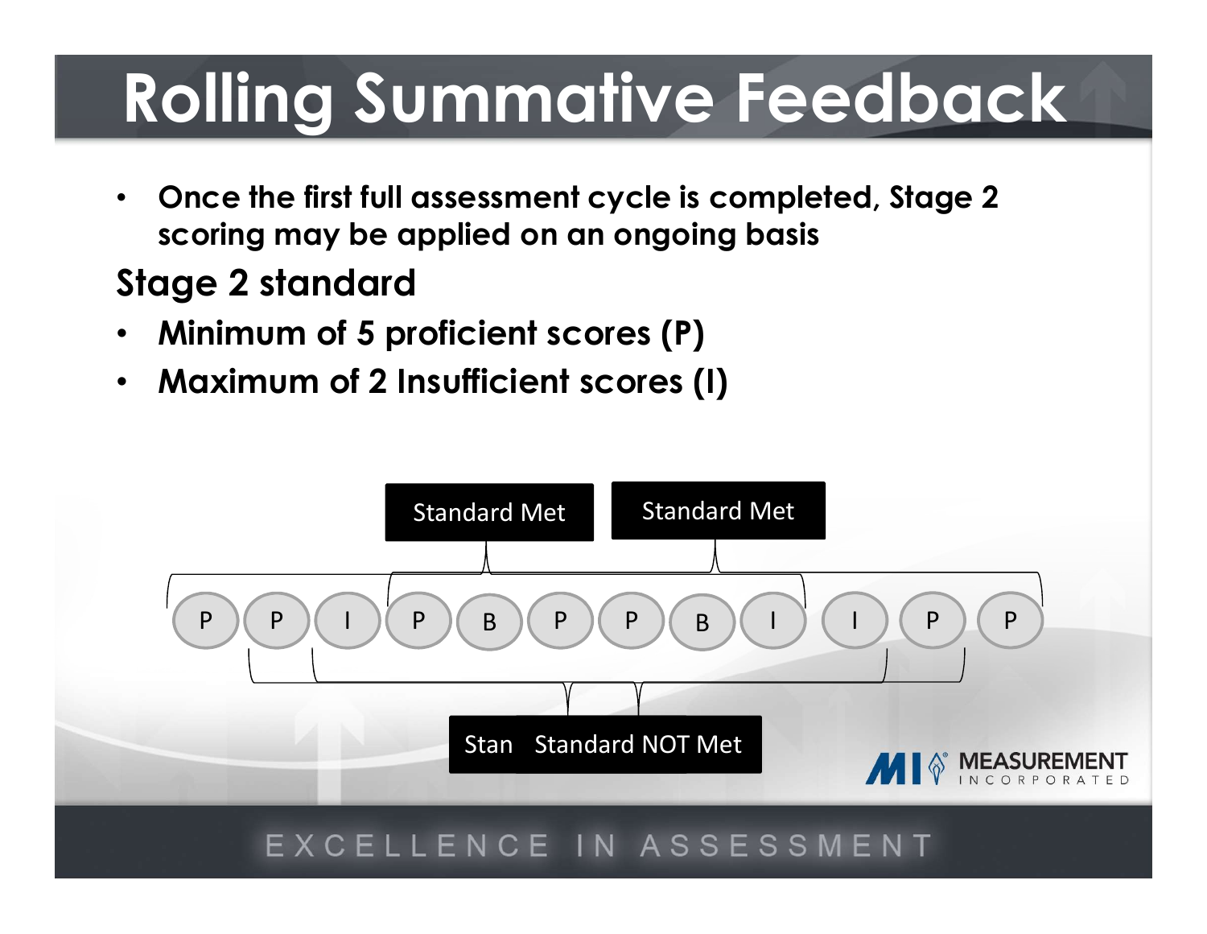# Rolling Summative Feedback

- Once the first full assessment cycle is completed, Stage 2 scoring may be applied on an ongoing basis

## Stage 2 standard

- Minimum of 5 proficient scores (P)
- Maximum of 2 Insufficient scores (I)

Standard Met

Standard Met

P P I P B P P B I I P P

Stan Standard NOT Met

EXCELLENCE IN ASSESSMENT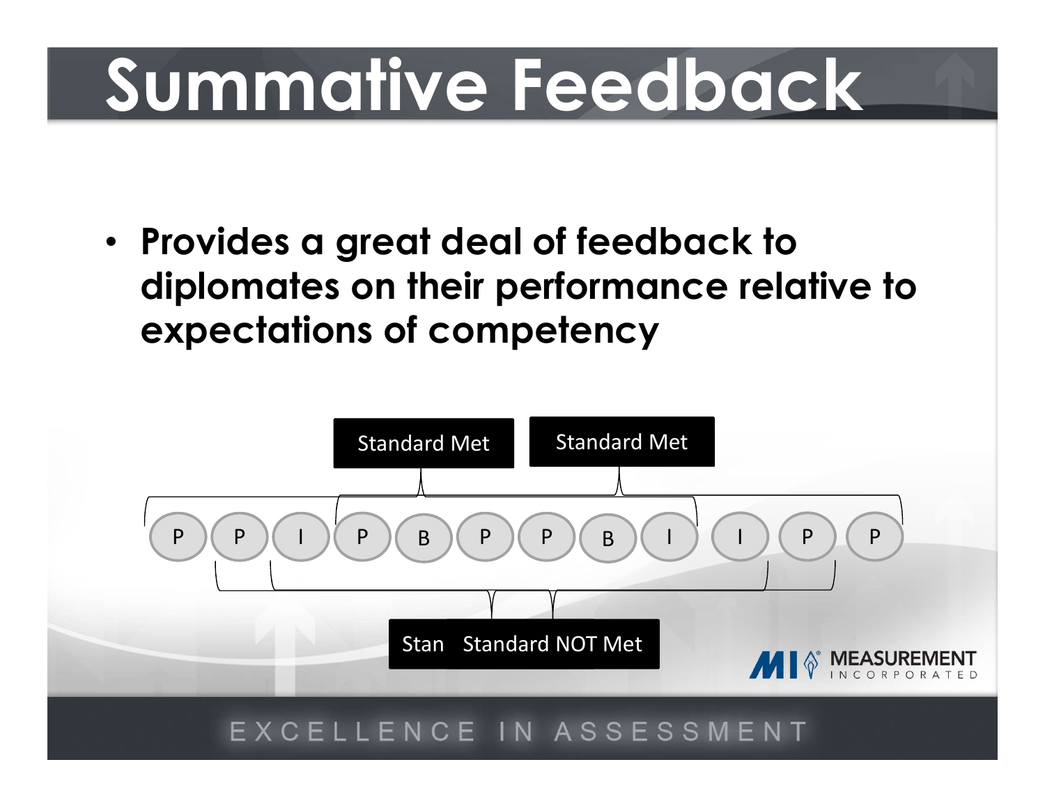# Summative Feedback

- **Provides a great deal of feedback to diplomates on their performance relative to expectations of competency**

Standard Met

Standard Met

P P I P B P P B I I P P

Stan Standard NOT Met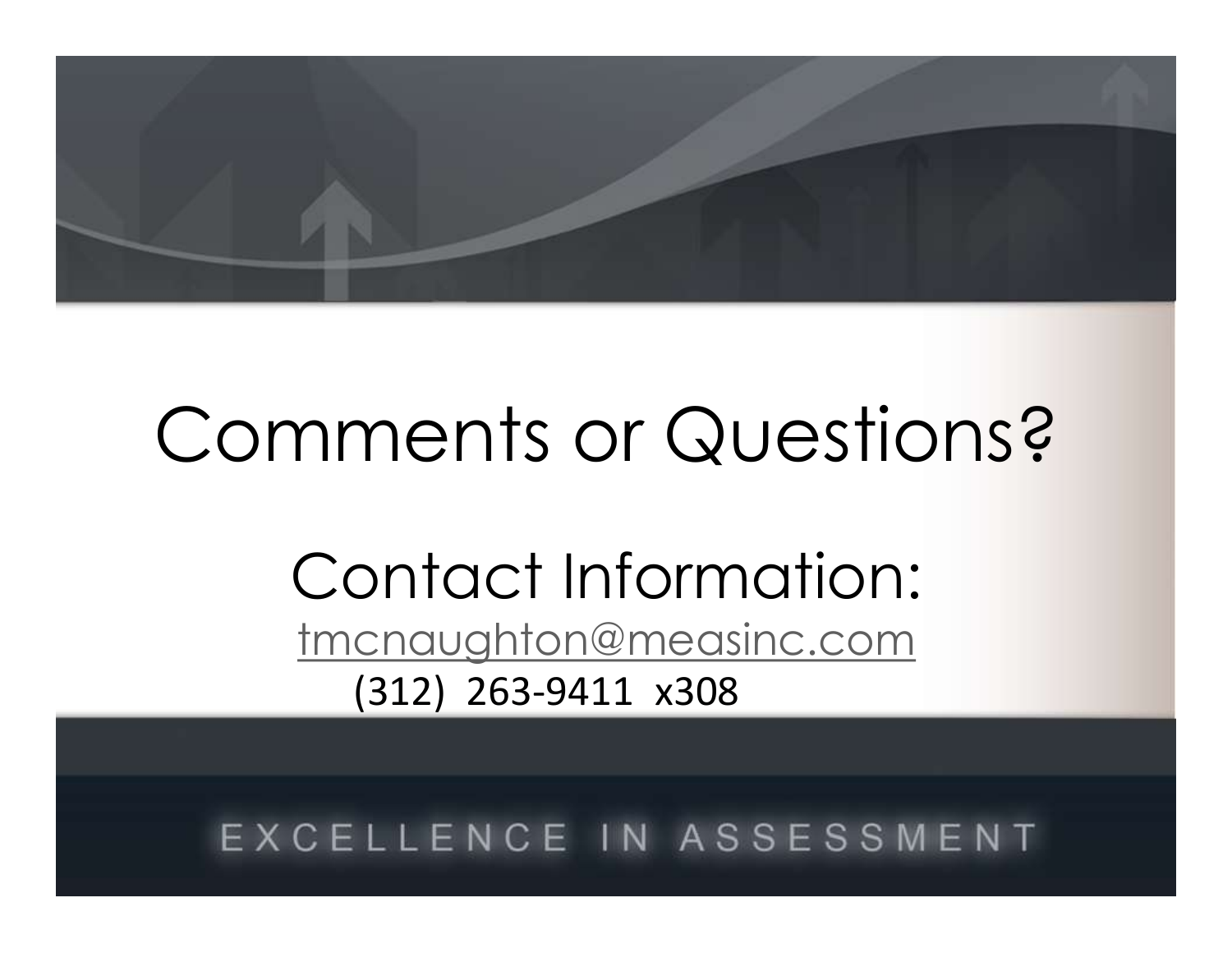# Comments or Questions?

## Contact Information:

tmcnaughton@measinc.com

(312) 263-9411 x308

EXCELLENCE IN ASSESSMENT